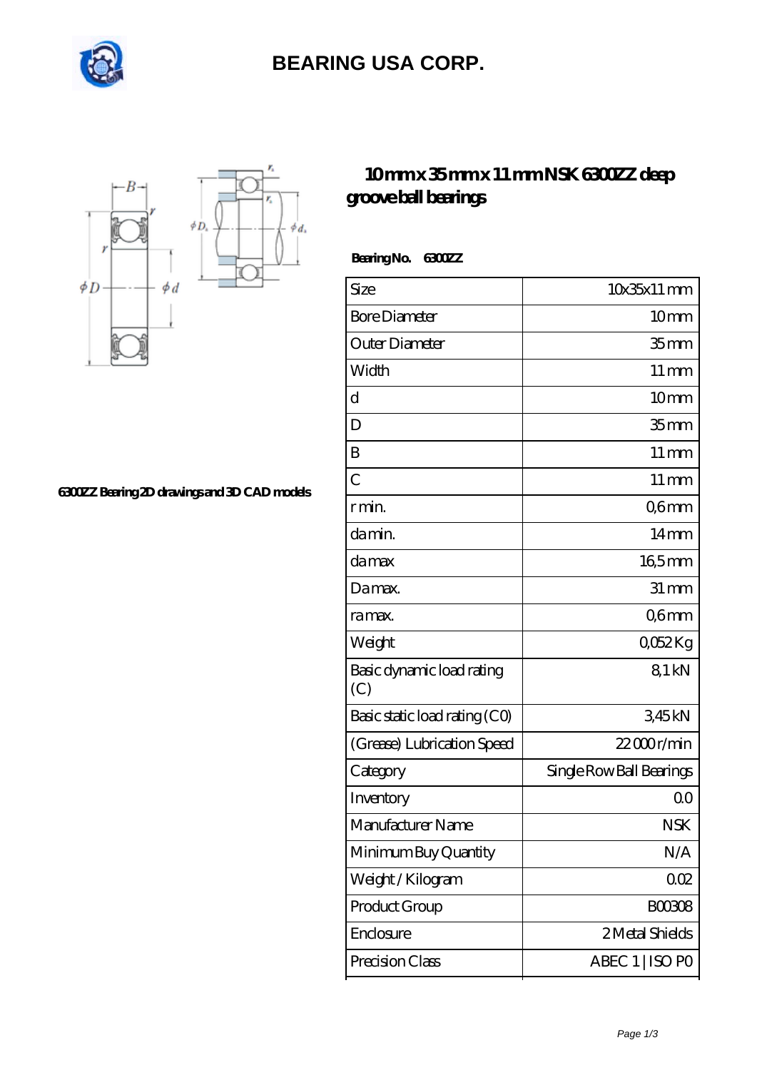# BEARING USA CORP.

## 10 mm x 35 mm x 11 mm NSK 6300ZZ deep groove ball bearings

6300ZZ Bearing 2D drawings and 3D CAD models

**Bearing No. 6300ZZ**

| Size | 10x35x11 mm |
|---|---|
| Bore Diameter | 10 mm |
| Outer Diameter | 35 mm |
| Width | 11 mm |
| d | 10 mm |
| D | 35 mm |
| B | 11 mm |
| C | 11 mm |
| r min. | 0,6 mm |
| da min. | 14 mm |
| da max | 16,5 mm |
| Da max. | 31 mm |
| ra max. | 0,6 mm |
| Weight | 0,052 Kg |
| Basic dynamic load rating (C) | 8,1 kN |
| Basic static load rating (C0) | 3,45 kN |
| (Grease) Lubrication Speed | 22 000 r/min |
| Category | Single Row Ball Bearings |
| Inventory | 0.0 |
| Manufacturer Name | NSK |
| Minimum Buy Quantity | N/A |
| Weight / Kilogram | 0.02 |
| Product Group | B00308 |
| Enclosure | 2 Metal Shields |
| Precision Class | ABEC 1 \| ISO P0 |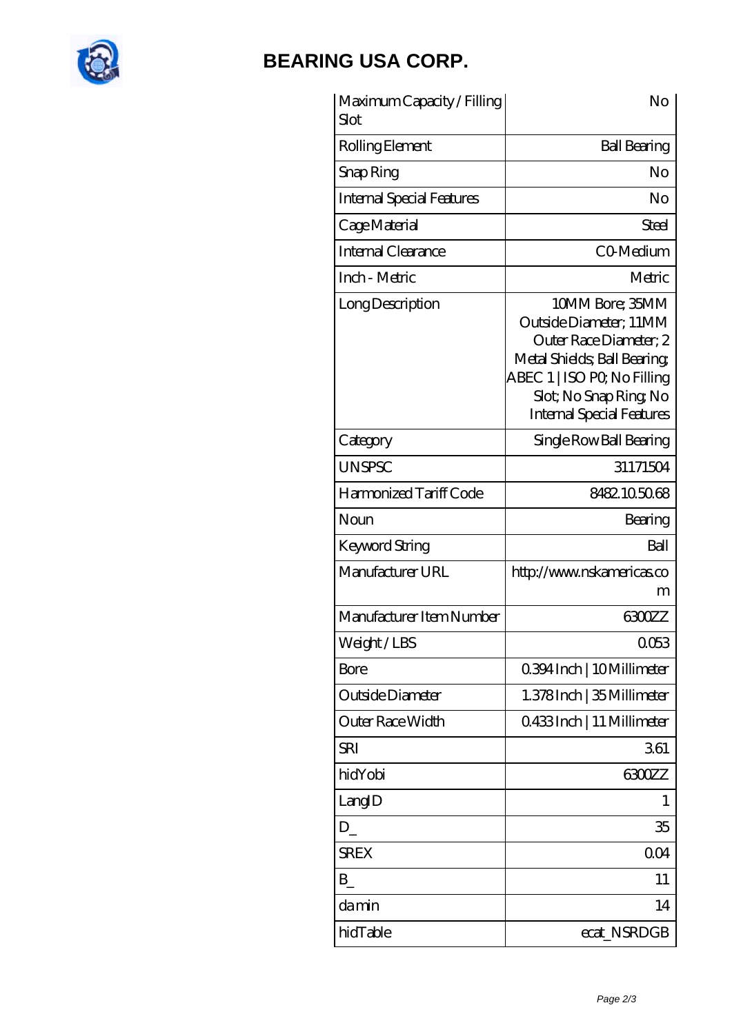# BEARING USA CORP.

| Maximum Capacity / Filling Slot | No |
|---|---|
| Rolling Element | Ball Bearing |
| Snap Ring | No |
| Internal Special Features | No |
| Cage Material | Steel |
| Internal Clearance | C0-Medium |
| Inch - Metric | Metric |
| Long Description | 10MM Bore; 35MM Outside Diameter; 11MM Outer Race Diameter; 2 Metal Shields; Ball Bearing; ABEC 1 \| ISO P0; No Filling Slot; No Snap Ring; No Internal Special Features |
| Category | Single Row Ball Bearing |
| UNSPSC | 31171504 |
| Harmonized Tariff Code | 8482.10.50.68 |
| Noun | Bearing |
| Keyword String | Ball |
| Manufacturer URL | http://www.nskamericas.com |
| Manufacturer Item Number | 6300ZZ |
| Weight / LBS | 0.053 |
| Bore | 0.394 Inch \| 10 Millimeter |
| Outside Diameter | 1.378 Inch \| 35 Millimeter |
| Outer Race Width | 0.433 Inch \| 11 Millimeter |
| SRI | 3.61 |
| hidYobi | 6300ZZ |
| LangID | 1 |
| D_ | 35 |
| SREX | 0.04 |
| B_ | 11 |
| da min | 14 |
| hidTable | ecat_NSRDGB |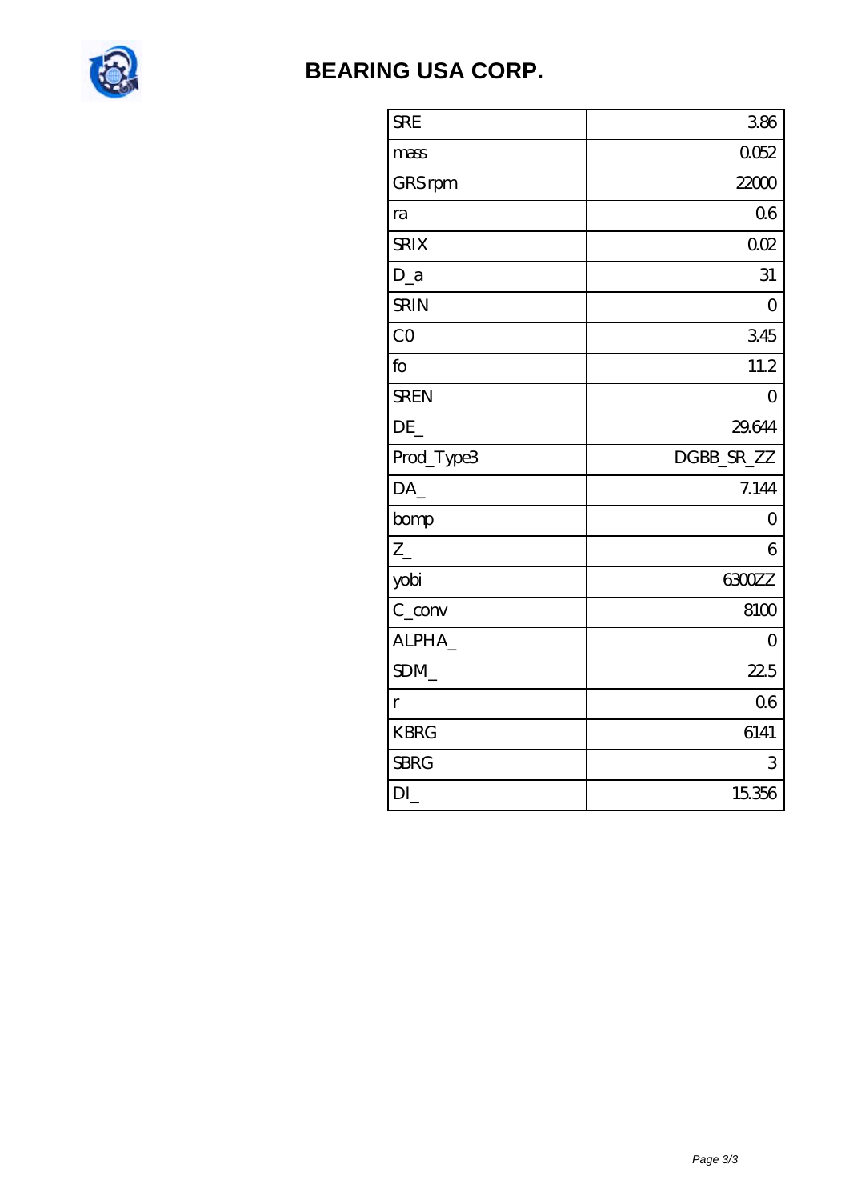| | |
|---|---|
| SRE | 3.86 |
| mass | 0.052 |
| GRS rpm | 22000 |
| ra | 0.6 |
| SRIX | 0.02 |
| D_a | 31 |
| SRIN | 0 |
| C0 | 3.45 |
| fo | 11.2 |
| SREN | 0 |
| DE_ | 29.644 |
| Prod_Type3 | DGBB_SR_ZZ |
| DA_ | 7.144 |
| bomp | 0 |
| Z_ | 6 |
| yobi | 6300ZZ |
| C_conv | 8100 |
| ALPHA_ | 0 |
| SDM_ | 22.5 |
| r | 0.6 |
| KBRG | 6141 |
| SBRG | 3 |
| DI_ | 15.356 |